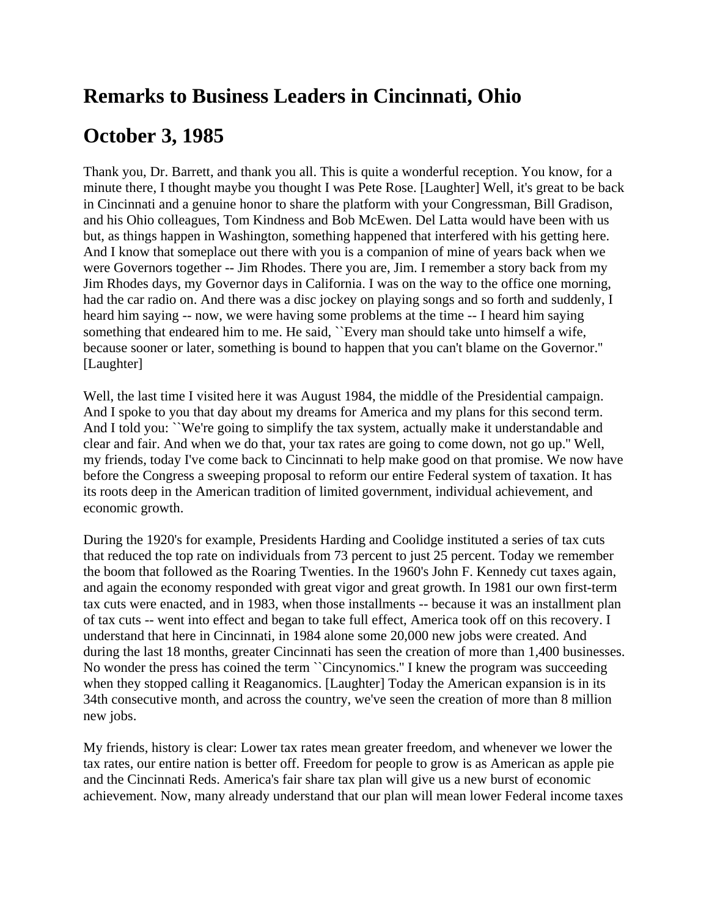# Remarks to Business Leaders in Cincinnati, Ohio

# October 3, 1985

Thank you, Dr. Barrett, and thank you all. This is quite a wonderful reception. You know, for a minute there, I thought maybe you thought I was Pete Rose. [Laughter] Well, it's great to be back in Cincinnati and a genuine honor to share the platform with your Congressman, Bill Gradison, and his Ohio colleagues, Tom Kindness and Bob McEwen. Del Latta would have been with us but, as things happen in Washington, something happened that interfered with his getting here. And I know that someplace out there with you is a companion of mine of years back when we were Governors together -- Jim Rhodes. There you are, Jim. I remember a story back from my Jim Rhodes days, my Governor days in California. I was on the way to the office one morning, had the car radio on. And there was a disc jockey on playing songs and so forth and suddenly, I heard him saying -- now, we were having some problems at the time -- I heard him saying something that endeared him to me. He said, ``Every man should take unto himself a wife, because sooner or later, something is bound to happen that you can't blame on the Governor.'' [Laughter]

Well, the last time I visited here it was August 1984, the middle of the Presidential campaign. And I spoke to you that day about my dreams for America and my plans for this second term. And I told you: ``We're going to simplify the tax system, actually make it understandable and clear and fair. And when we do that, your tax rates are going to come down, not go up.'' Well, my friends, today I've come back to Cincinnati to help make good on that promise. We now have before the Congress a sweeping proposal to reform our entire Federal system of taxation. It has its roots deep in the American tradition of limited government, individual achievement, and economic growth.

During the 1920's for example, Presidents Harding and Coolidge instituted a series of tax cuts that reduced the top rate on individuals from 73 percent to just 25 percent. Today we remember the boom that followed as the Roaring Twenties. In the 1960's John F. Kennedy cut taxes again, and again the economy responded with great vigor and great growth. In 1981 our own first-term tax cuts were enacted, and in 1983, when those installments -- because it was an installment plan of tax cuts -- went into effect and began to take full effect, America took off on this recovery. I understand that here in Cincinnati, in 1984 alone some 20,000 new jobs were created. And during the last 18 months, greater Cincinnati has seen the creation of more than 1,400 businesses. No wonder the press has coined the term ``Cincynomics.'' I knew the program was succeeding when they stopped calling it Reaganomics. [Laughter] Today the American expansion is in its 34th consecutive month, and across the country, we've seen the creation of more than 8 million new jobs.

My friends, history is clear: Lower tax rates mean greater freedom, and whenever we lower the tax rates, our entire nation is better off. Freedom for people to grow is as American as apple pie and the Cincinnati Reds. America's fair share tax plan will give us a new burst of economic achievement. Now, many already understand that our plan will mean lower Federal income taxes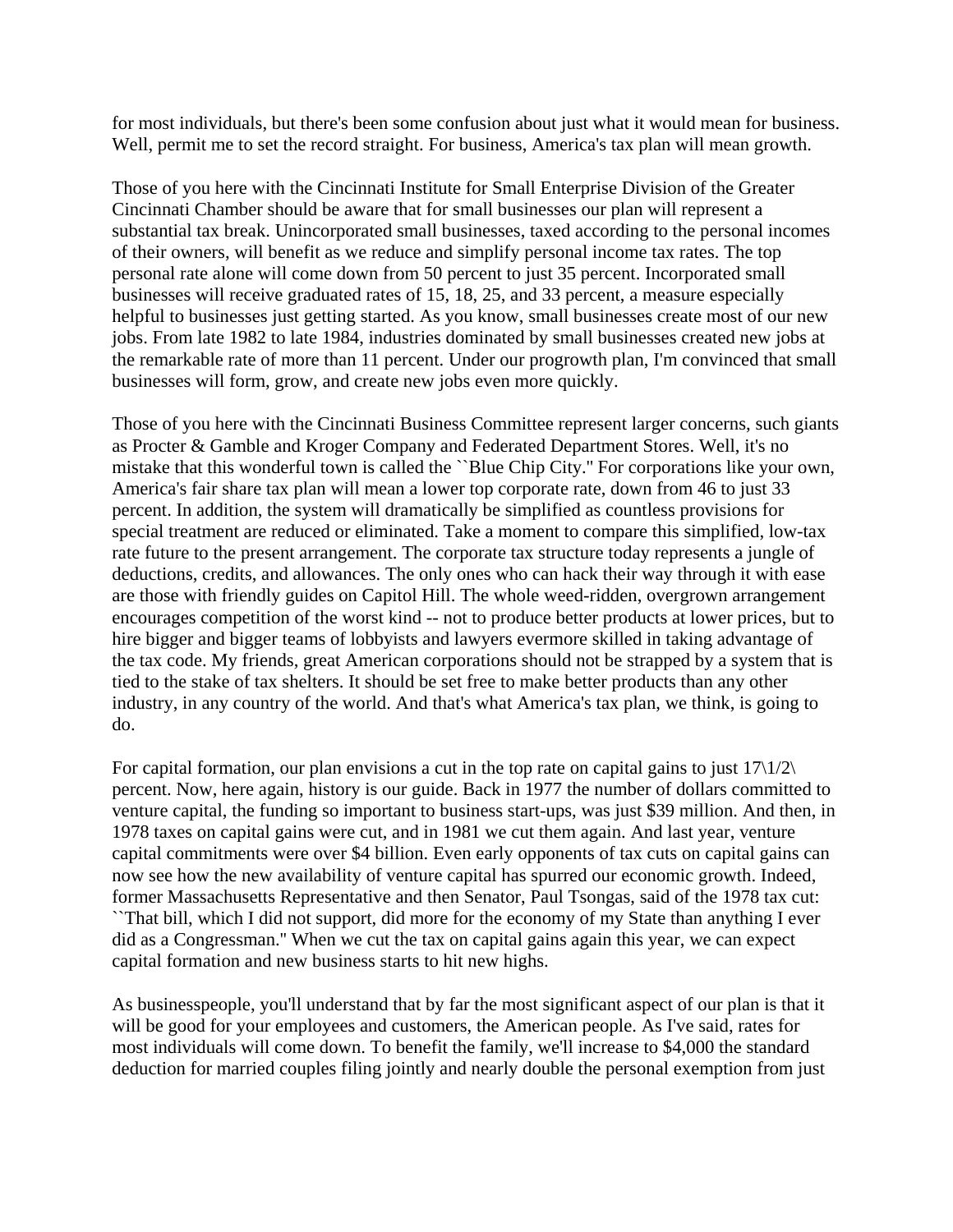for most individuals, but there's been some confusion about just what it would mean for business. Well, permit me to set the record straight. For business, America's tax plan will mean growth.

Those of you here with the Cincinnati Institute for Small Enterprise Division of the Greater Cincinnati Chamber should be aware that for small businesses our plan will represent a substantial tax break. Unincorporated small businesses, taxed according to the personal incomes of their owners, will benefit as we reduce and simplify personal income tax rates. The top personal rate alone will come down from 50 percent to just 35 percent. Incorporated small businesses will receive graduated rates of 15, 18, 25, and 33 percent, a measure especially helpful to businesses just getting started. As you know, small businesses create most of our new jobs. From late 1982 to late 1984, industries dominated by small businesses created new jobs at the remarkable rate of more than 11 percent. Under our progrowth plan, I'm convinced that small businesses will form, grow, and create new jobs even more quickly.

Those of you here with the Cincinnati Business Committee represent larger concerns, such giants as Procter & Gamble and Kroger Company and Federated Department Stores. Well, it's no mistake that this wonderful town is called the ``Blue Chip City.'' For corporations like your own, America's fair share tax plan will mean a lower top corporate rate, down from 46 to just 33 percent. In addition, the system will dramatically be simplified as countless provisions for special treatment are reduced or eliminated. Take a moment to compare this simplified, low-tax rate future to the present arrangement. The corporate tax structure today represents a jungle of deductions, credits, and allowances. The only ones who can hack their way through it with ease are those with friendly guides on Capitol Hill. The whole weed-ridden, overgrown arrangement encourages competition of the worst kind -- not to produce better products at lower prices, but to hire bigger and bigger teams of lobbyists and lawyers evermore skilled in taking advantage of the tax code. My friends, great American corporations should not be strapped by a system that is tied to the stake of tax shelters. It should be set free to make better products than any other industry, in any country of the world. And that's what America's tax plan, we think, is going to do.

For capital formation, our plan envisions a cut in the top rate on capital gains to just 17\1/2\ percent. Now, here again, history is our guide. Back in 1977 the number of dollars committed to venture capital, the funding so important to business start-ups, was just $39 million. And then, in 1978 taxes on capital gains were cut, and in 1981 we cut them again. And last year, venture capital commitments were over $4 billion. Even early opponents of tax cuts on capital gains can now see how the new availability of venture capital has spurred our economic growth. Indeed, former Massachusetts Representative and then Senator, Paul Tsongas, said of the 1978 tax cut: ``That bill, which I did not support, did more for the economy of my State than anything I ever did as a Congressman.'' When we cut the tax on capital gains again this year, we can expect capital formation and new business starts to hit new highs.

As businesspeople, you'll understand that by far the most significant aspect of our plan is that it will be good for your employees and customers, the American people. As I've said, rates for most individuals will come down. To benefit the family, we'll increase to $4,000 the standard deduction for married couples filing jointly and nearly double the personal exemption from just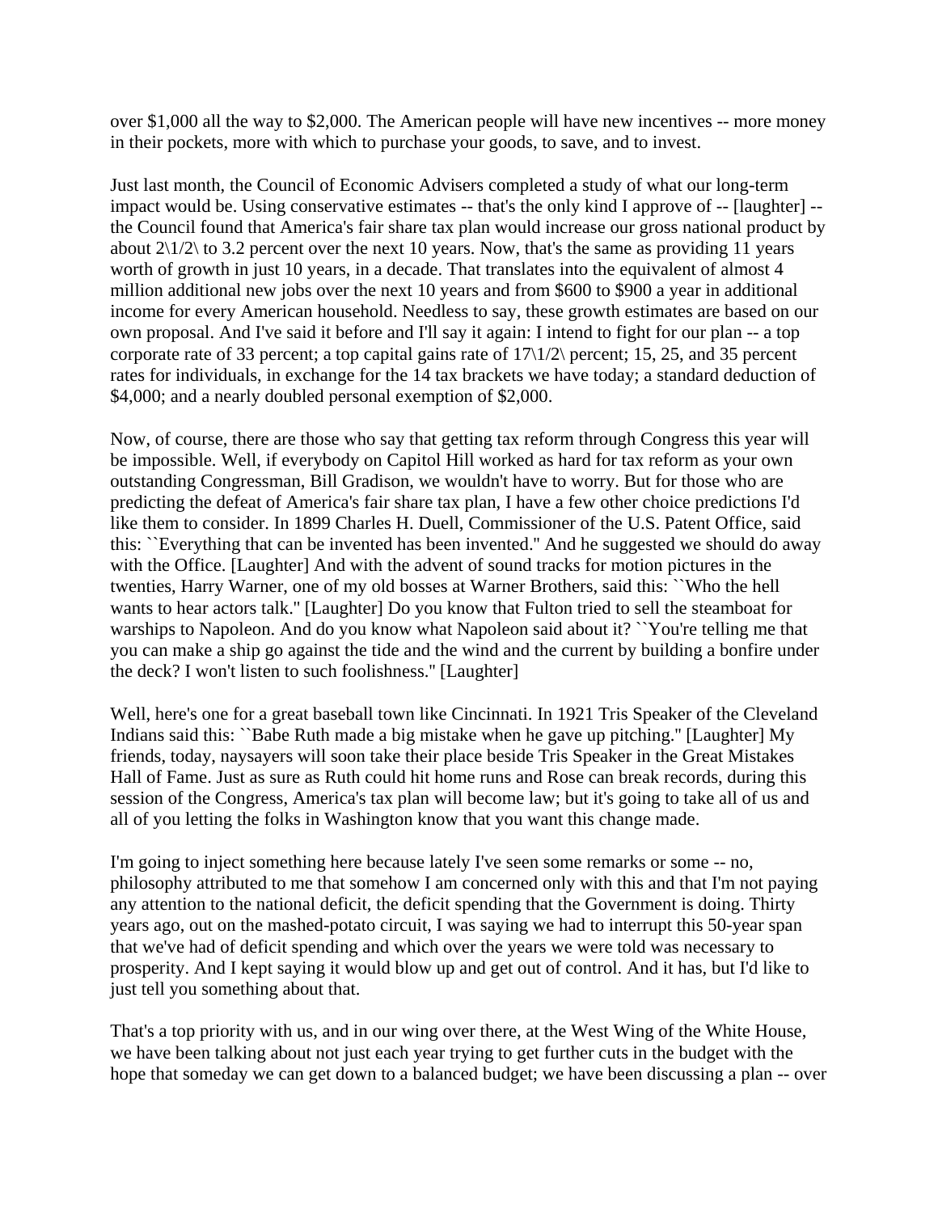over $1,000 all the way to $2,000. The American people will have new incentives -- more money in their pockets, more with which to purchase your goods, to save, and to invest.

Just last month, the Council of Economic Advisers completed a study of what our long-term impact would be. Using conservative estimates -- that's the only kind I approve of -- [laughter] -- the Council found that America's fair share tax plan would increase our gross national product by about 2\1/2\ to 3.2 percent over the next 10 years. Now, that's the same as providing 11 years worth of growth in just 10 years, in a decade. That translates into the equivalent of almost 4 million additional new jobs over the next 10 years and from $600 to $900 a year in additional income for every American household. Needless to say, these growth estimates are based on our own proposal. And I've said it before and I'll say it again: I intend to fight for our plan -- a top corporate rate of 33 percent; a top capital gains rate of 17\1/2\ percent; 15, 25, and 35 percent rates for individuals, in exchange for the 14 tax brackets we have today; a standard deduction of $4,000; and a nearly doubled personal exemption of $2,000.

Now, of course, there are those who say that getting tax reform through Congress this year will be impossible. Well, if everybody on Capitol Hill worked as hard for tax reform as your own outstanding Congressman, Bill Gradison, we wouldn't have to worry. But for those who are predicting the defeat of America's fair share tax plan, I have a few other choice predictions I'd like them to consider. In 1899 Charles H. Duell, Commissioner of the U.S. Patent Office, said this: ``Everything that can be invented has been invented.'' And he suggested we should do away with the Office. [Laughter] And with the advent of sound tracks for motion pictures in the twenties, Harry Warner, one of my old bosses at Warner Brothers, said this: ``Who the hell wants to hear actors talk.'' [Laughter] Do you know that Fulton tried to sell the steamboat for warships to Napoleon. And do you know what Napoleon said about it? ``You're telling me that you can make a ship go against the tide and the wind and the current by building a bonfire under the deck? I won't listen to such foolishness.'' [Laughter]

Well, here's one for a great baseball town like Cincinnati. In 1921 Tris Speaker of the Cleveland Indians said this: ``Babe Ruth made a big mistake when he gave up pitching.'' [Laughter] My friends, today, naysayers will soon take their place beside Tris Speaker in the Great Mistakes Hall of Fame. Just as sure as Ruth could hit home runs and Rose can break records, during this session of the Congress, America's tax plan will become law; but it's going to take all of us and all of you letting the folks in Washington know that you want this change made.

I'm going to inject something here because lately I've seen some remarks or some -- no, philosophy attributed to me that somehow I am concerned only with this and that I'm not paying any attention to the national deficit, the deficit spending that the Government is doing. Thirty years ago, out on the mashed-potato circuit, I was saying we had to interrupt this 50-year span that we've had of deficit spending and which over the years we were told was necessary to prosperity. And I kept saying it would blow up and get out of control. And it has, but I'd like to just tell you something about that.

That's a top priority with us, and in our wing over there, at the West Wing of the White House, we have been talking about not just each year trying to get further cuts in the budget with the hope that someday we can get down to a balanced budget; we have been discussing a plan -- over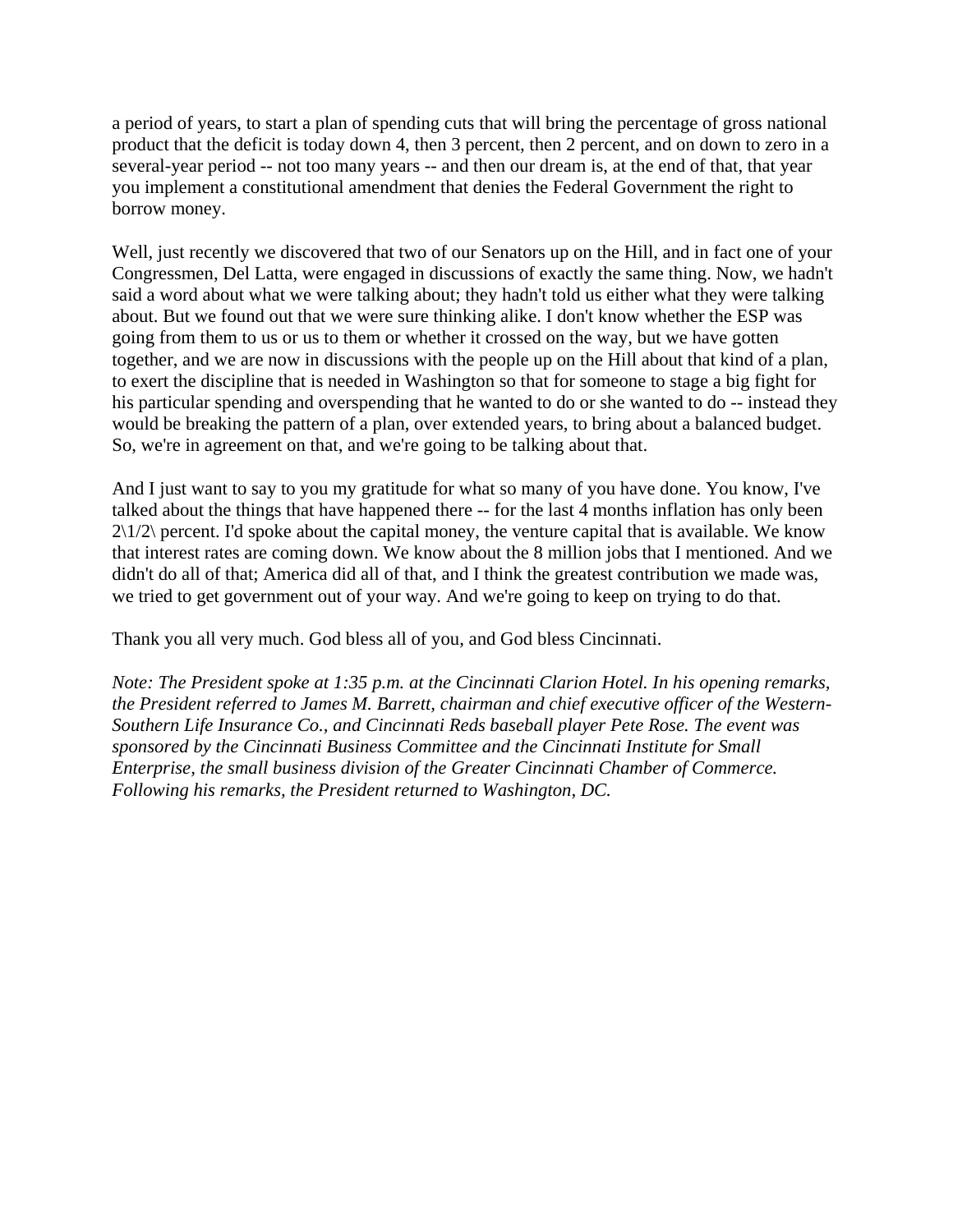a period of years, to start a plan of spending cuts that will bring the percentage of gross national product that the deficit is today down 4, then 3 percent, then 2 percent, and on down to zero in a several-year period -- not too many years -- and then our dream is, at the end of that, that year you implement a constitutional amendment that denies the Federal Government the right to borrow money.

Well, just recently we discovered that two of our Senators up on the Hill, and in fact one of your Congressmen, Del Latta, were engaged in discussions of exactly the same thing. Now, we hadn't said a word about what we were talking about; they hadn't told us either what they were talking about. But we found out that we were sure thinking alike. I don't know whether the ESP was going from them to us or us to them or whether it crossed on the way, but we have gotten together, and we are now in discussions with the people up on the Hill about that kind of a plan, to exert the discipline that is needed in Washington so that for someone to stage a big fight for his particular spending and overspending that he wanted to do or she wanted to do -- instead they would be breaking the pattern of a plan, over extended years, to bring about a balanced budget. So, we're in agreement on that, and we're going to be talking about that.

And I just want to say to you my gratitude for what so many of you have done. You know, I've talked about the things that have happened there -- for the last 4 months inflation has only been 2\1/2\ percent. I'd spoke about the capital money, the venture capital that is available. We know that interest rates are coming down. We know about the 8 million jobs that I mentioned. And we didn't do all of that; America did all of that, and I think the greatest contribution we made was, we tried to get government out of your way. And we're going to keep on trying to do that.

Thank you all very much. God bless all of you, and God bless Cincinnati.

*Note: The President spoke at 1:35 p.m. at the Cincinnati Clarion Hotel. In his opening remarks, the President referred to James M. Barrett, chairman and chief executive officer of the Western-Southern Life Insurance Co., and Cincinnati Reds baseball player Pete Rose. The event was sponsored by the Cincinnati Business Committee and the Cincinnati Institute for Small Enterprise, the small business division of the Greater Cincinnati Chamber of Commerce. Following his remarks, the President returned to Washington, DC.*